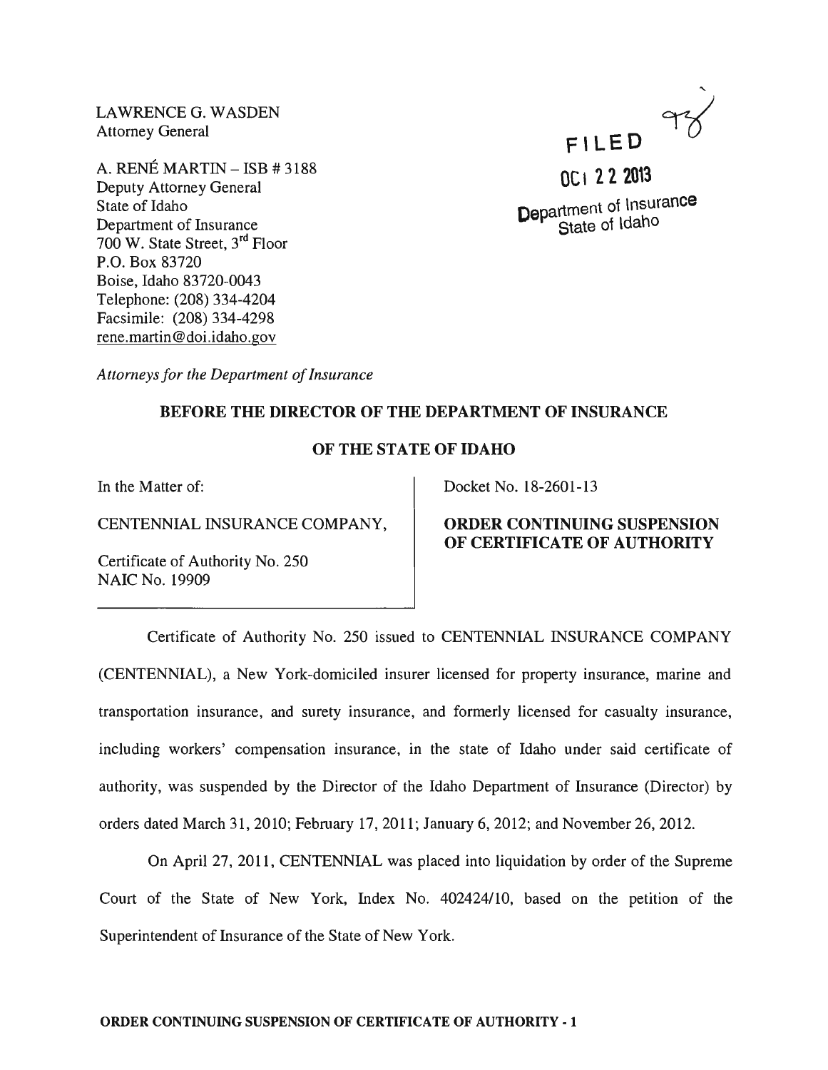LAWRENCE G. WASDEN
Attorney General

A. RENÉ MARTIN – ISB # 3188
Deputy Attorney General
State of Idaho
Department of Insurance
700 W. State Street, 3rd Floor
P.O. Box 83720
Boise, Idaho 83720-0043
Telephone: (208) 334-4204
Facsimile: (208) 334-4298
rene.martin@doi.idaho.gov

FILED

OCT 22 2013

Department of Insurance
State of Idaho

*Attorneys for the Department of Insurance*

**BEFORE THE DIRECTOR OF THE DEPARTMENT OF INSURANCE**

**OF THE STATE OF IDAHO**

| | |
|---|---|
| In the Matter of:<br><br>CENTENNIAL INSURANCE COMPANY,<br><br>Certificate of Authority No. 250<br>NAIC No. 19909 | Docket No. 18-2601-13<br><br>**ORDER CONTINUING SUSPENSION OF CERTIFICATE OF AUTHORITY** |

Certificate of Authority No. 250 issued to CENTENNIAL INSURANCE COMPANY (CENTENNIAL), a New York-domiciled insurer licensed for property insurance, marine and transportation insurance, and surety insurance, and formerly licensed for casualty insurance, including workers' compensation insurance, in the state of Idaho under said certificate of authority, was suspended by the Director of the Idaho Department of Insurance (Director) by orders dated March 31, 2010; February 17, 2011; January 6, 2012; and November 26, 2012.

On April 27, 2011, CENTENNIAL was placed into liquidation by order of the Supreme Court of the State of New York, Index No. 402424/10, based on the petition of the Superintendent of Insurance of the State of New York.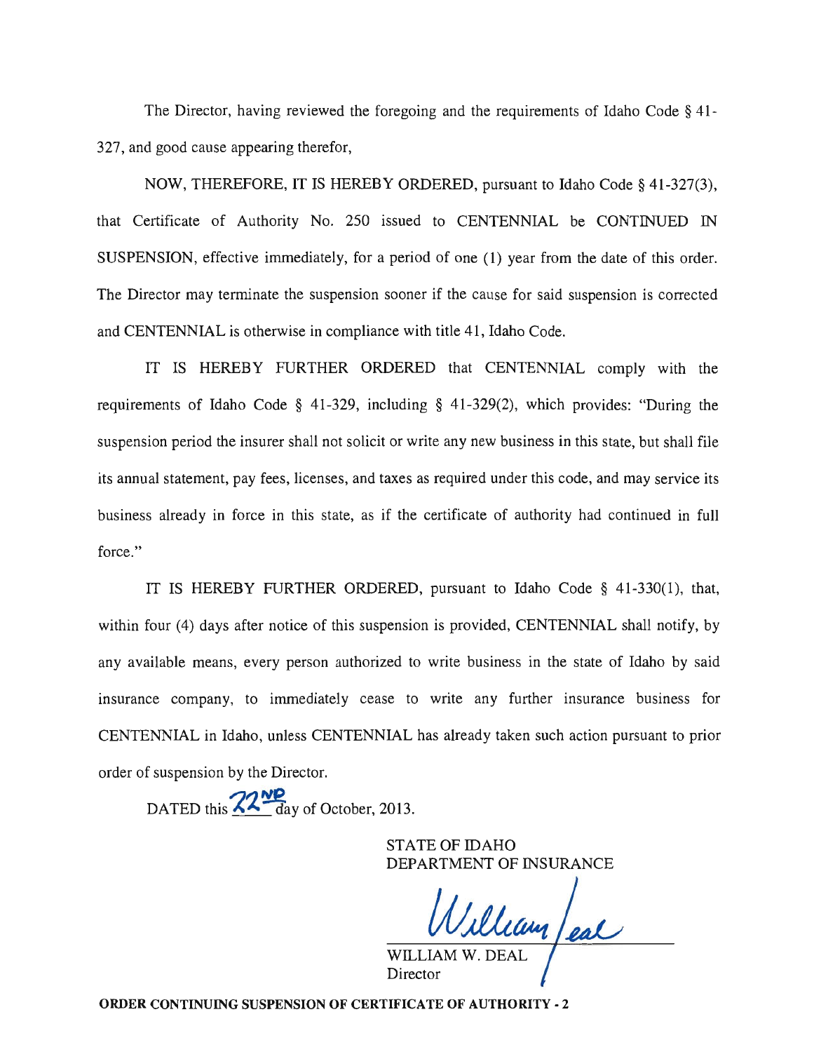The Director, having reviewed the foregoing and the requirements of Idaho Code § 41-327, and good cause appearing therefor,

NOW, THEREFORE, IT IS HEREBY ORDERED, pursuant to Idaho Code § 41-327(3), that Certificate of Authority No. 250 issued to CENTENNIAL be CONTINUED IN SUSPENSION, effective immediately, for a period of one (1) year from the date of this order. The Director may terminate the suspension sooner if the cause for said suspension is corrected and CENTENNIAL is otherwise in compliance with title 41, Idaho Code.

IT IS HEREBY FURTHER ORDERED that CENTENNIAL comply with the requirements of Idaho Code § 41-329, including § 41-329(2), which provides: "During the suspension period the insurer shall not solicit or write any new business in this state, but shall file its annual statement, pay fees, licenses, and taxes as required under this code, and may service its business already in force in this state, as if the certificate of authority had continued in full force."

IT IS HEREBY FURTHER ORDERED, pursuant to Idaho Code § 41-330(1), that, within four (4) days after notice of this suspension is provided, CENTENNIAL shall notify, by any available means, every person authorized to write business in the state of Idaho by said insurance company, to immediately cease to write any further insurance business for CENTENNIAL in Idaho, unless CENTENNIAL has already taken such action pursuant to prior order of suspension by the Director.

DATED this 22ND day of October, 2013.

STATE OF IDAHO
DEPARTMENT OF INSURANCE

William Deal

WILLIAM W. DEAL
Director

**ORDER CONTINUING SUSPENSION OF CERTIFICATE OF AUTHORITY - 2**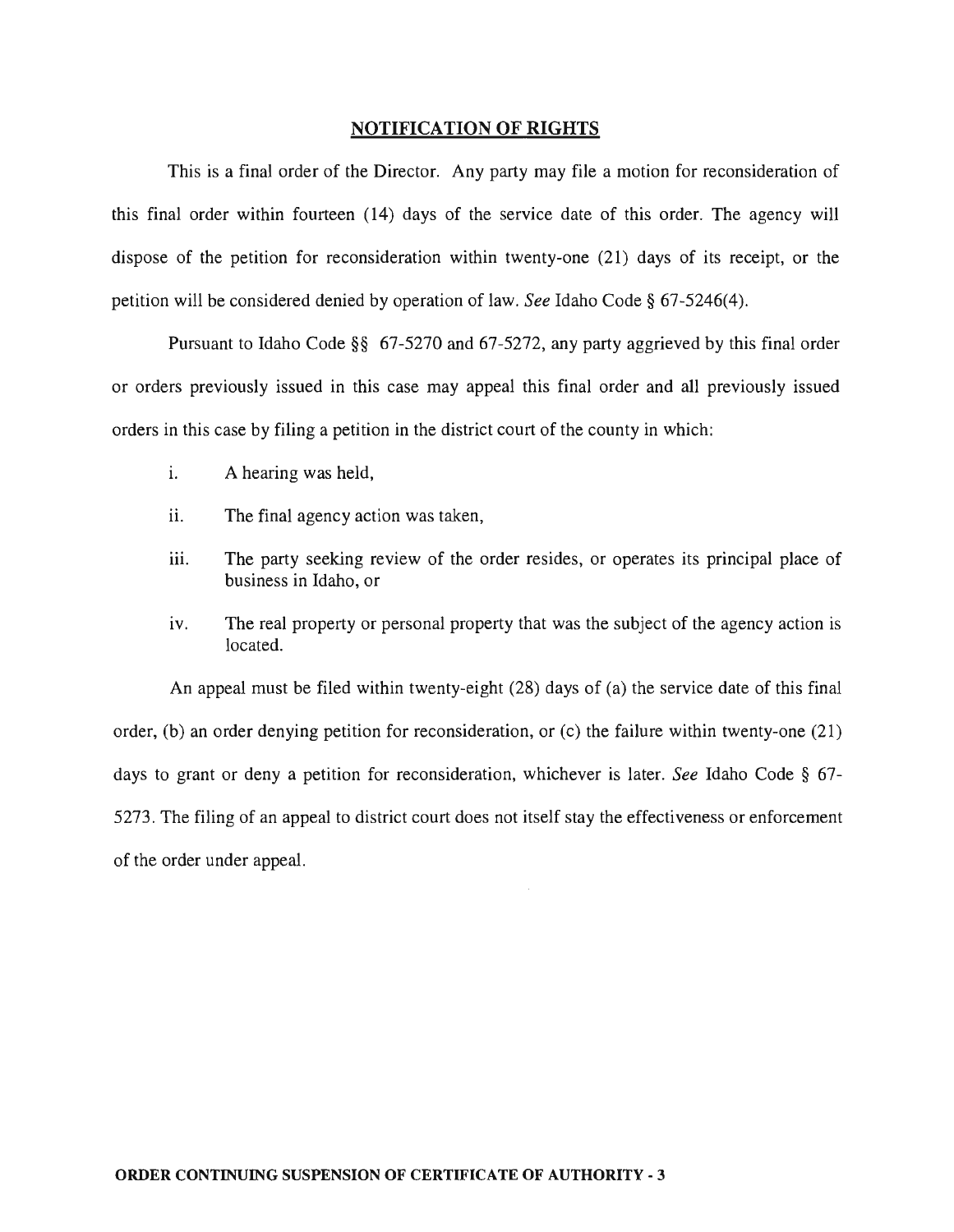## NOTIFICATION OF RIGHTS

This is a final order of the Director. Any party may file a motion for reconsideration of this final order within fourteen (14) days of the service date of this order. The agency will dispose of the petition for reconsideration within twenty-one (21) days of its receipt, or the petition will be considered denied by operation of law. *See* Idaho Code § 67-5246(4).

Pursuant to Idaho Code §§ 67-5270 and 67-5272, any party aggrieved by this final order or orders previously issued in this case may appeal this final order and all previously issued orders in this case by filing a petition in the district court of the county in which:

i. A hearing was held,

ii. The final agency action was taken,

iii. The party seeking review of the order resides, or operates its principal place of business in Idaho, or

iv. The real property or personal property that was the subject of the agency action is located.

An appeal must be filed within twenty-eight (28) days of (a) the service date of this final order, (b) an order denying petition for reconsideration, or (c) the failure within twenty-one (21) days to grant or deny a petition for reconsideration, whichever is later. *See* Idaho Code § 67-5273. The filing of an appeal to district court does not itself stay the effectiveness or enforcement of the order under appeal.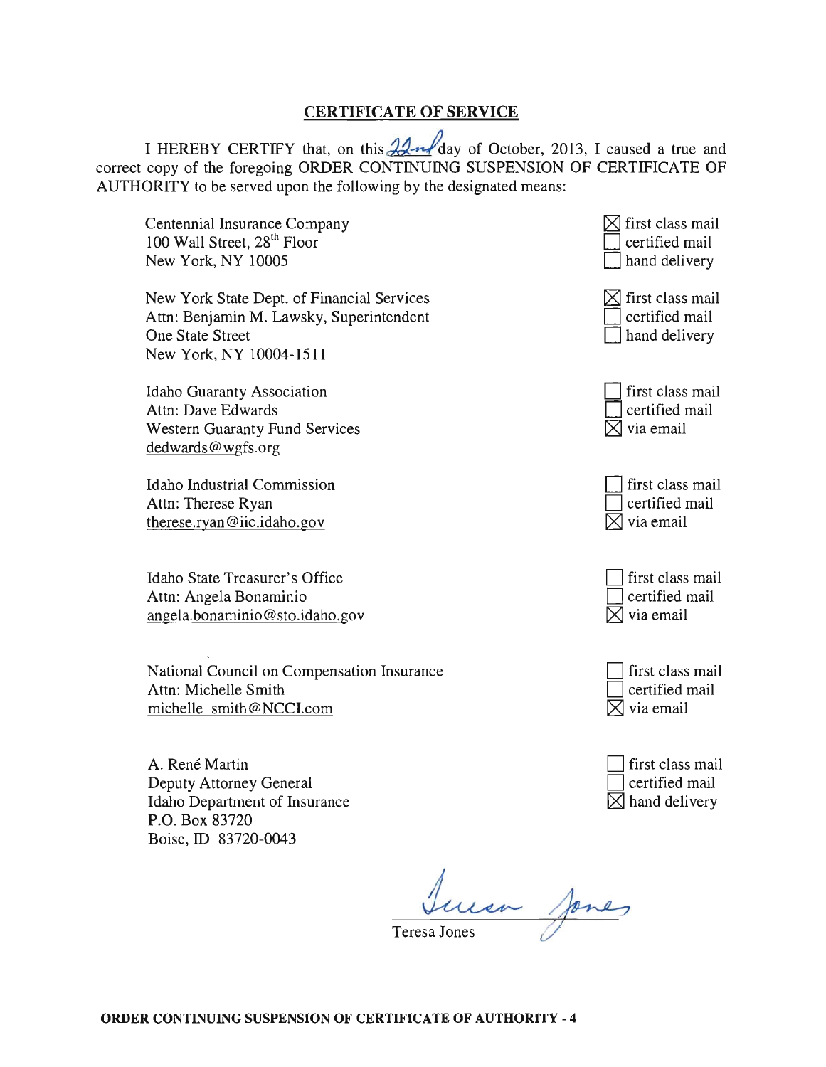## CERTIFICATE OF SERVICE

I HEREBY CERTIFY that, on this 22nd day of October, 2013, I caused a true and correct copy of the foregoing ORDER CONTINUING SUSPENSION OF CERTIFICATE OF AUTHORITY to be served upon the following by the designated means:

| | |
|---|---|
| Centennial Insurance Company<br>100 Wall Street, 28th Floor<br>New York, NY 10005 | ☒ first class mail<br>☐ certified mail<br>☐ hand delivery |
| New York State Dept. of Financial Services<br>Attn: Benjamin M. Lawsky, Superintendent<br>One State Street<br>New York, NY 10004-1511 | ☒ first class mail<br>☐ certified mail<br>☐ hand delivery |
| Idaho Guaranty Association<br>Attn: Dave Edwards<br>Western Guaranty Fund Services<br>dedwards@wgfs.org | ☐ first class mail<br>☐ certified mail<br>☒ via email |
| Idaho Industrial Commission<br>Attn: Therese Ryan<br>therese.ryan@iic.idaho.gov | ☐ first class mail<br>☐ certified mail<br>☒ via email |
| Idaho State Treasurer's Office<br>Attn: Angela Bonaminio<br>angela.bonaminio@sto.idaho.gov | ☐ first class mail<br>☐ certified mail<br>☒ via email |
| National Council on Compensation Insurance<br>Attn: Michelle Smith<br>michelle_smith@NCCI.com | ☐ first class mail<br>☐ certified mail<br>☒ via email |
| A. René Martin<br>Deputy Attorney General<br>Idaho Department of Insurance<br>P.O. Box 83720<br>Boise, ID 83720-0043 | ☐ first class mail<br>☐ certified mail<br>☒ hand delivery |

Teresa Jones